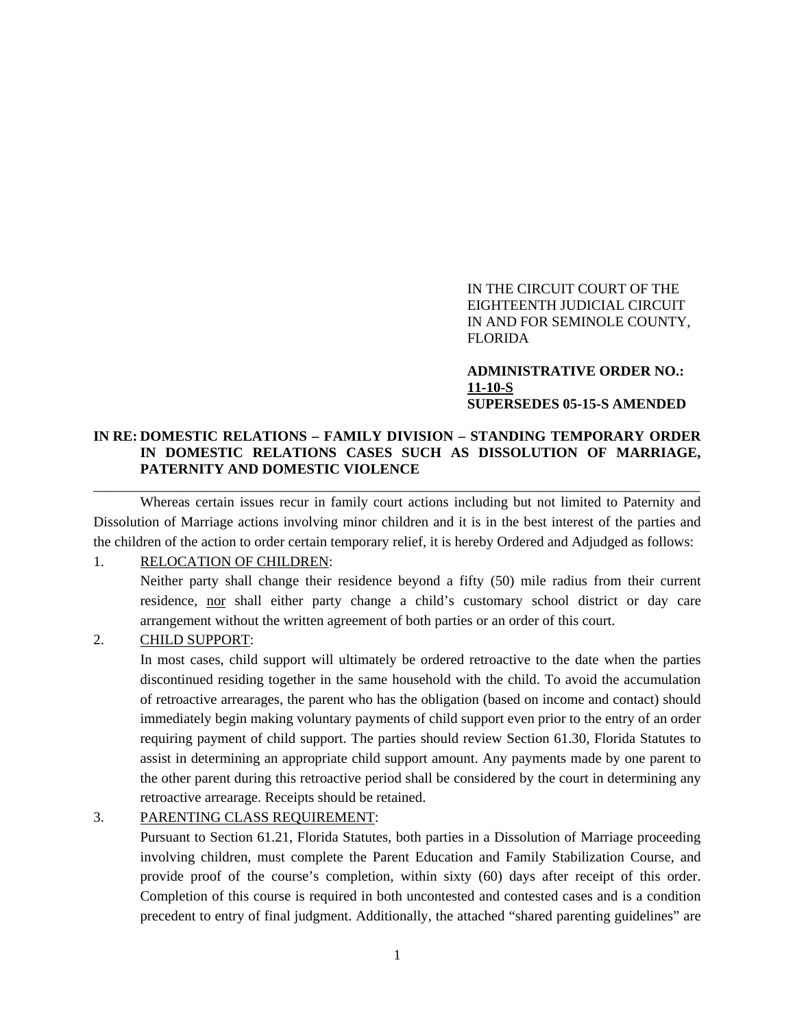IN THE CIRCUIT COURT OF THE
EIGHTEENTH JUDICIAL CIRCUIT
IN AND FOR SEMINOLE COUNTY,
FLORIDA

**ADMINISTRATIVE ORDER NO.:**
**<u>11-10-S</u>**
**SUPERSEDES 05-15-S AMENDED**

**IN RE: DOMESTIC RELATIONS – FAMILY DIVISION – STANDING TEMPORARY ORDER IN DOMESTIC RELATIONS CASES SUCH AS DISSOLUTION OF MARRIAGE, PATERNITY AND DOMESTIC VIOLENCE**

---

Whereas certain issues recur in family court actions including but not limited to Paternity and Dissolution of Marriage actions involving minor children and it is in the best interest of the parties and the children of the action to order certain temporary relief, it is hereby Ordered and Adjudged as follows:

1. <u>RELOCATION OF CHILDREN</u>:

   Neither party shall change their residence beyond a fifty (50) mile radius from their current residence, <u>nor</u> shall either party change a child's customary school district or day care arrangement without the written agreement of both parties or an order of this court.

2. <u>CHILD SUPPORT</u>:

   In most cases, child support will ultimately be ordered retroactive to the date when the parties discontinued residing together in the same household with the child. To avoid the accumulation of retroactive arrearages, the parent who has the obligation (based on income and contact) should immediately begin making voluntary payments of child support even prior to the entry of an order requiring payment of child support. The parties should review Section 61.30, Florida Statutes to assist in determining an appropriate child support amount. Any payments made by one parent to the other parent during this retroactive period shall be considered by the court in determining any retroactive arrearage. Receipts should be retained.

3. <u>PARENTING CLASS REQUIREMENT</u>:

   Pursuant to Section 61.21, Florida Statutes, both parties in a Dissolution of Marriage proceeding involving children, must complete the Parent Education and Family Stabilization Course, and provide proof of the course's completion, within sixty (60) days after receipt of this order. Completion of this course is required in both uncontested and contested cases and is a condition precedent to entry of final judgment. Additionally, the attached "shared parenting guidelines" are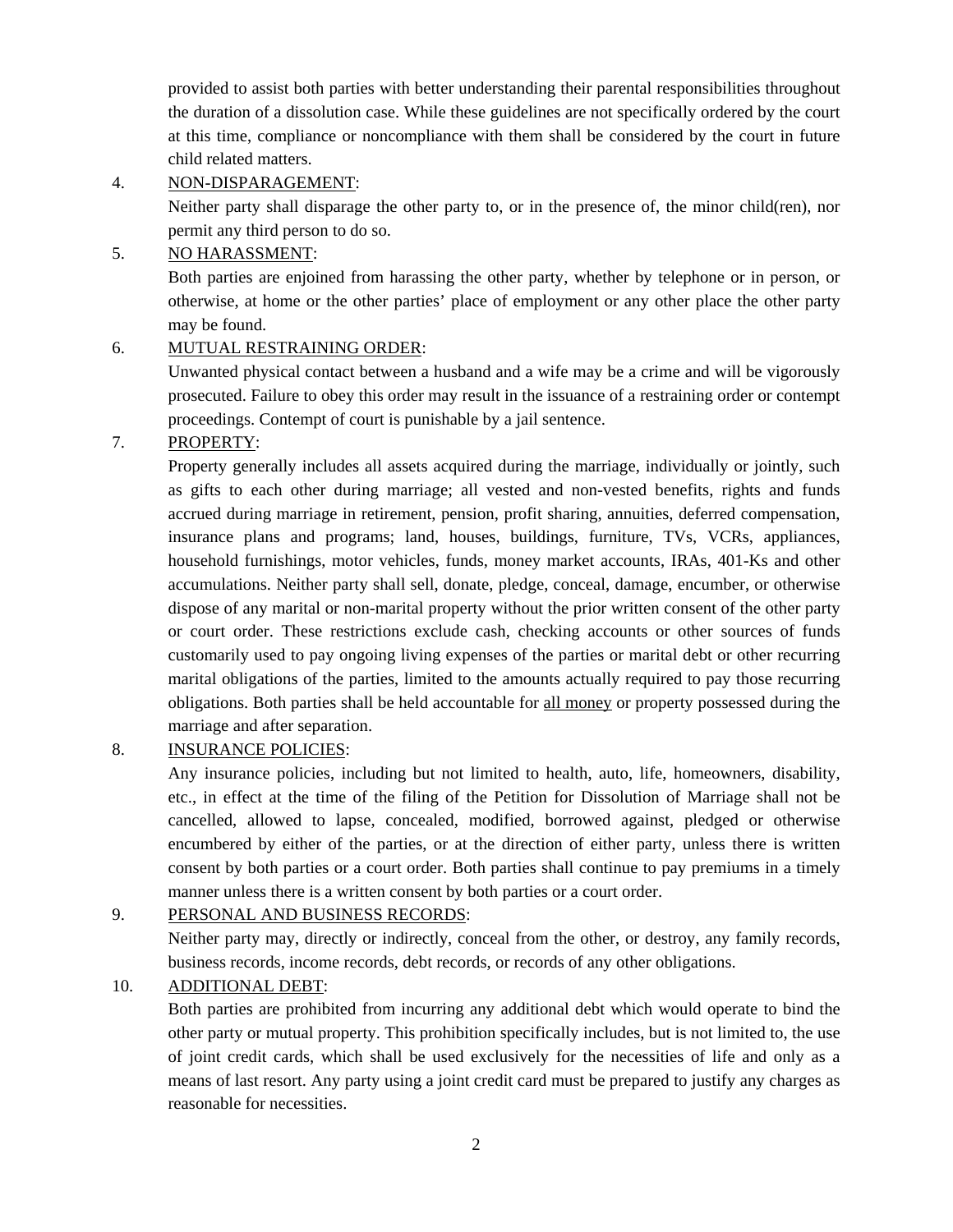provided to assist both parties with better understanding their parental responsibilities throughout the duration of a dissolution case. While these guidelines are not specifically ordered by the court at this time, compliance or noncompliance with them shall be considered by the court in future child related matters.

4. <u>NON-DISPARAGEMENT</u>:

Neither party shall disparage the other party to, or in the presence of, the minor child(ren), nor permit any third person to do so.

5. <u>NO HARASSMENT</u>:

Both parties are enjoined from harassing the other party, whether by telephone or in person, or otherwise, at home or the other parties' place of employment or any other place the other party may be found.

6. <u>MUTUAL RESTRAINING ORDER</u>:

Unwanted physical contact between a husband and a wife may be a crime and will be vigorously prosecuted. Failure to obey this order may result in the issuance of a restraining order or contempt proceedings. Contempt of court is punishable by a jail sentence.

7. <u>PROPERTY</u>:

Property generally includes all assets acquired during the marriage, individually or jointly, such as gifts to each other during marriage; all vested and non-vested benefits, rights and funds accrued during marriage in retirement, pension, profit sharing, annuities, deferred compensation, insurance plans and programs; land, houses, buildings, furniture, TVs, VCRs, appliances, household furnishings, motor vehicles, funds, money market accounts, IRAs, 401-Ks and other accumulations. Neither party shall sell, donate, pledge, conceal, damage, encumber, or otherwise dispose of any marital or non-marital property without the prior written consent of the other party or court order. These restrictions exclude cash, checking accounts or other sources of funds customarily used to pay ongoing living expenses of the parties or marital debt or other recurring marital obligations of the parties, limited to the amounts actually required to pay those recurring obligations. Both parties shall be held accountable for <u>all money</u> or property possessed during the marriage and after separation.

8. <u>INSURANCE POLICIES</u>:

Any insurance policies, including but not limited to health, auto, life, homeowners, disability, etc., in effect at the time of the filing of the Petition for Dissolution of Marriage shall not be cancelled, allowed to lapse, concealed, modified, borrowed against, pledged or otherwise encumbered by either of the parties, or at the direction of either party, unless there is written consent by both parties or a court order. Both parties shall continue to pay premiums in a timely manner unless there is a written consent by both parties or a court order.

9. <u>PERSONAL AND BUSINESS RECORDS</u>:

Neither party may, directly or indirectly, conceal from the other, or destroy, any family records, business records, income records, debt records, or records of any other obligations.

10. <u>ADDITIONAL DEBT</u>:

Both parties are prohibited from incurring any additional debt which would operate to bind the other party or mutual property. This prohibition specifically includes, but is not limited to, the use of joint credit cards, which shall be used exclusively for the necessities of life and only as a means of last resort. Any party using a joint credit card must be prepared to justify any charges as reasonable for necessities.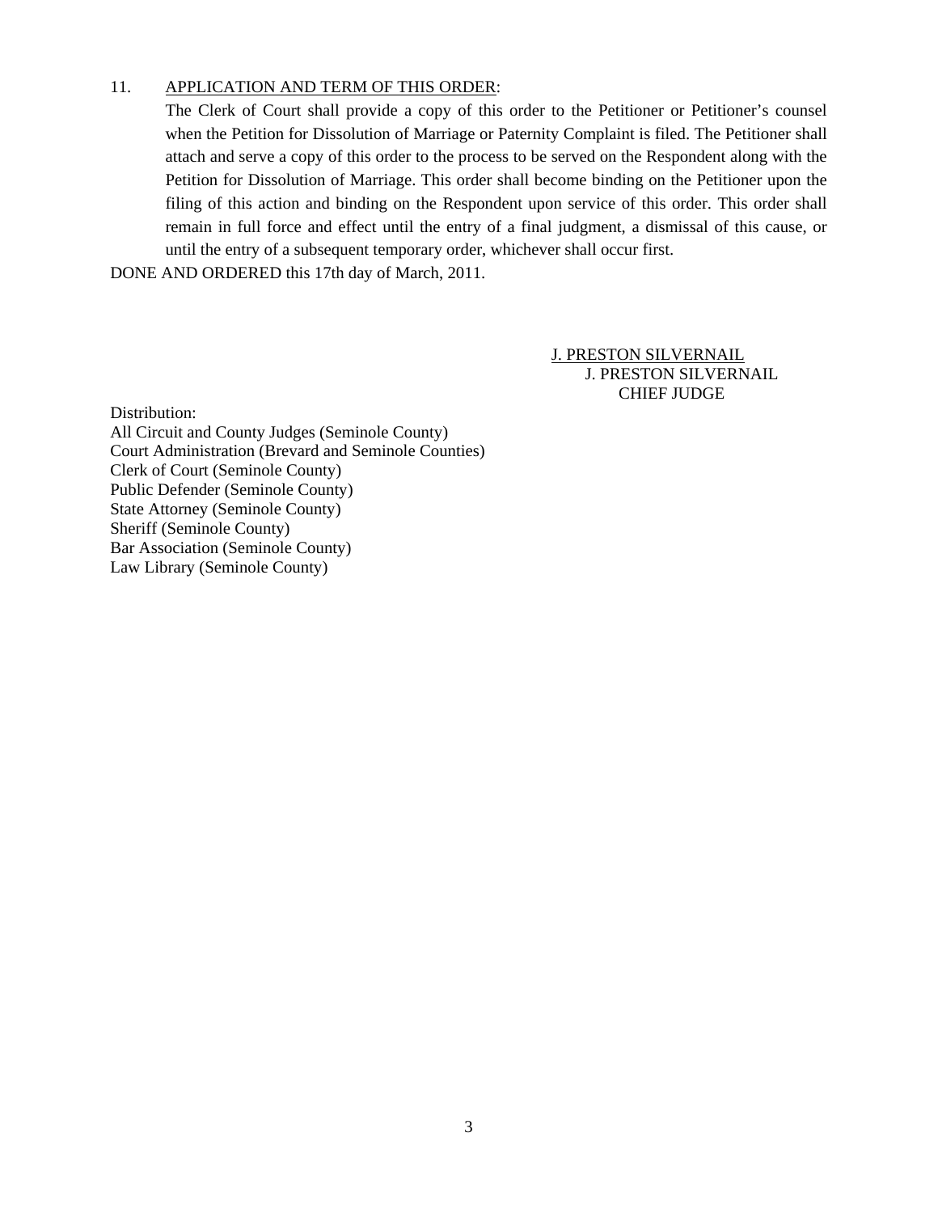11. <u>APPLICATION AND TERM OF THIS ORDER</u>:

The Clerk of Court shall provide a copy of this order to the Petitioner or Petitioner's counsel when the Petition for Dissolution of Marriage or Paternity Complaint is filed. The Petitioner shall attach and serve a copy of this order to the process to be served on the Respondent along with the Petition for Dissolution of Marriage. This order shall become binding on the Petitioner upon the filing of this action and binding on the Respondent upon service of this order. This order shall remain in full force and effect until the entry of a final judgment, a dismissal of this cause, or until the entry of a subsequent temporary order, whichever shall occur first.

DONE AND ORDERED this 17th day of March, 2011.

<u>J. PRESTON SILVERNAIL</u>
J. PRESTON SILVERNAIL
CHIEF JUDGE

Distribution:
All Circuit and County Judges (Seminole County)
Court Administration (Brevard and Seminole Counties)
Clerk of Court (Seminole County)
Public Defender (Seminole County)
State Attorney (Seminole County)
Sheriff (Seminole County)
Bar Association (Seminole County)
Law Library (Seminole County)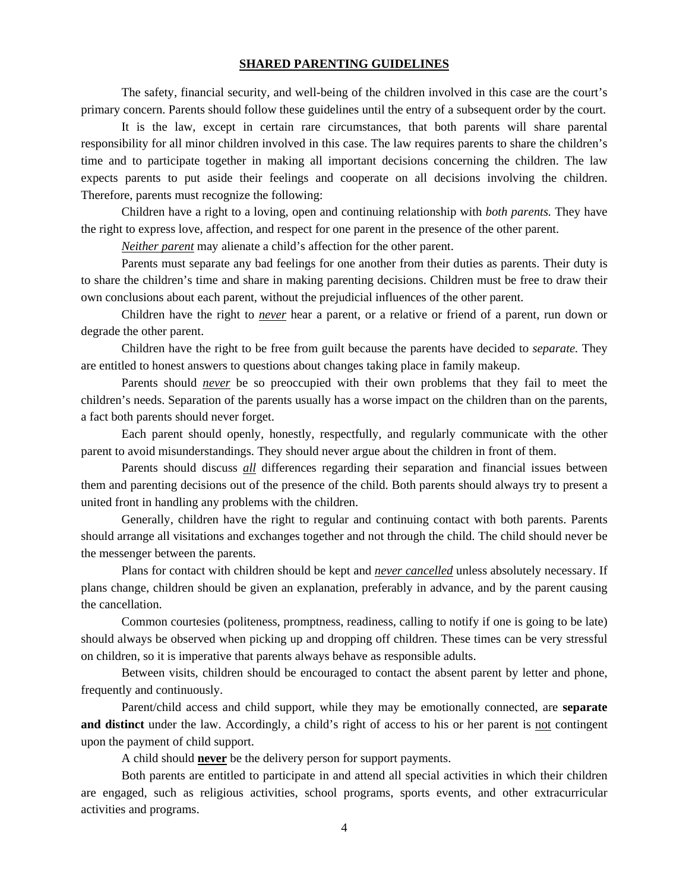## **SHARED PARENTING GUIDELINES**

The safety, financial security, and well-being of the children involved in this case are the court's primary concern. Parents should follow these guidelines until the entry of a subsequent order by the court.

It is the law, except in certain rare circumstances, that both parents will share parental responsibility for all minor children involved in this case. The law requires parents to share the children's time and to participate together in making all important decisions concerning the children. The law expects parents to put aside their feelings and cooperate on all decisions involving the children. Therefore, parents must recognize the following:

Children have a right to a loving, open and continuing relationship with *both parents.* They have the right to express love, affection, and respect for one parent in the presence of the other parent.

<u>*Neither parent*</u> may alienate a child's affection for the other parent.

Parents must separate any bad feelings for one another from their duties as parents. Their duty is to share the children's time and share in making parenting decisions. Children must be free to draw their own conclusions about each parent, without the prejudicial influences of the other parent.

Children have the right to <u>*never*</u> hear a parent, or a relative or friend of a parent, run down or degrade the other parent.

Children have the right to be free from guilt because the parents have decided to *separate.* They are entitled to honest answers to questions about changes taking place in family makeup.

Parents should <u>*never*</u> be so preoccupied with their own problems that they fail to meet the children's needs. Separation of the parents usually has a worse impact on the children than on the parents, a fact both parents should never forget.

Each parent should openly, honestly, respectfully, and regularly communicate with the other parent to avoid misunderstandings. They should never argue about the children in front of them.

Parents should discuss <u>*all*</u> differences regarding their separation and financial issues between them and parenting decisions out of the presence of the child. Both parents should always try to present a united front in handling any problems with the children.

Generally, children have the right to regular and continuing contact with both parents. Parents should arrange all visitations and exchanges together and not through the child. The child should never be the messenger between the parents.

Plans for contact with children should be kept and <u>*never cancelled*</u> unless absolutely necessary. If plans change, children should be given an explanation, preferably in advance, and by the parent causing the cancellation.

Common courtesies (politeness, promptness, readiness, calling to notify if one is going to be late) should always be observed when picking up and dropping off children. These times can be very stressful on children, so it is imperative that parents always behave as responsible adults.

Between visits, children should be encouraged to contact the absent parent by letter and phone, frequently and continuously.

Parent/child access and child support, while they may be emotionally connected, are **separate and distinct** under the law. Accordingly, a child's right of access to his or her parent is <u>not</u> contingent upon the payment of child support.

A child should <u>**never**</u> be the delivery person for support payments.

Both parents are entitled to participate in and attend all special activities in which their children are engaged, such as religious activities, school programs, sports events, and other extracurricular activities and programs.